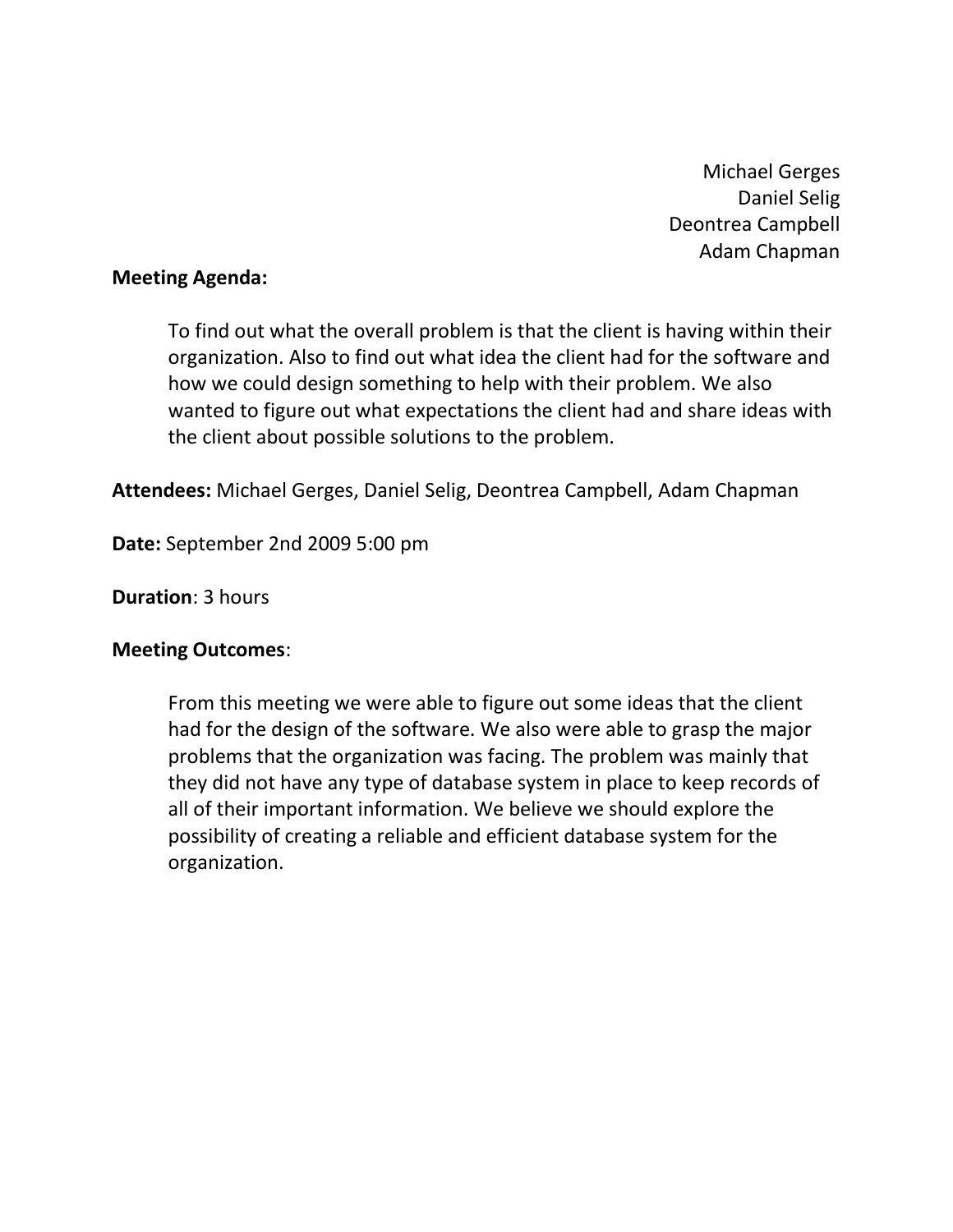Michael Gerges
Daniel Selig
Deontrea Campbell
Adam Chapman

**Meeting Agenda:**

To find out what the overall problem is that the client is having within their organization. Also to find out what idea the client had for the software and how we could design something to help with their problem. We also wanted to figure out what expectations the client had and share ideas with the client about possible solutions to the problem.

**Attendees:** Michael Gerges, Daniel Selig, Deontrea Campbell, Adam Chapman

**Date:** September 2nd 2009 5:00 pm

**Duration**: 3 hours

**Meeting Outcomes**:

From this meeting we were able to figure out some ideas that the client had for the design of the software. We also were able to grasp the major problems that the organization was facing. The problem was mainly that they did not have any type of database system in place to keep records of all of their important information. We believe we should explore the possibility of creating a reliable and efficient database system for the organization.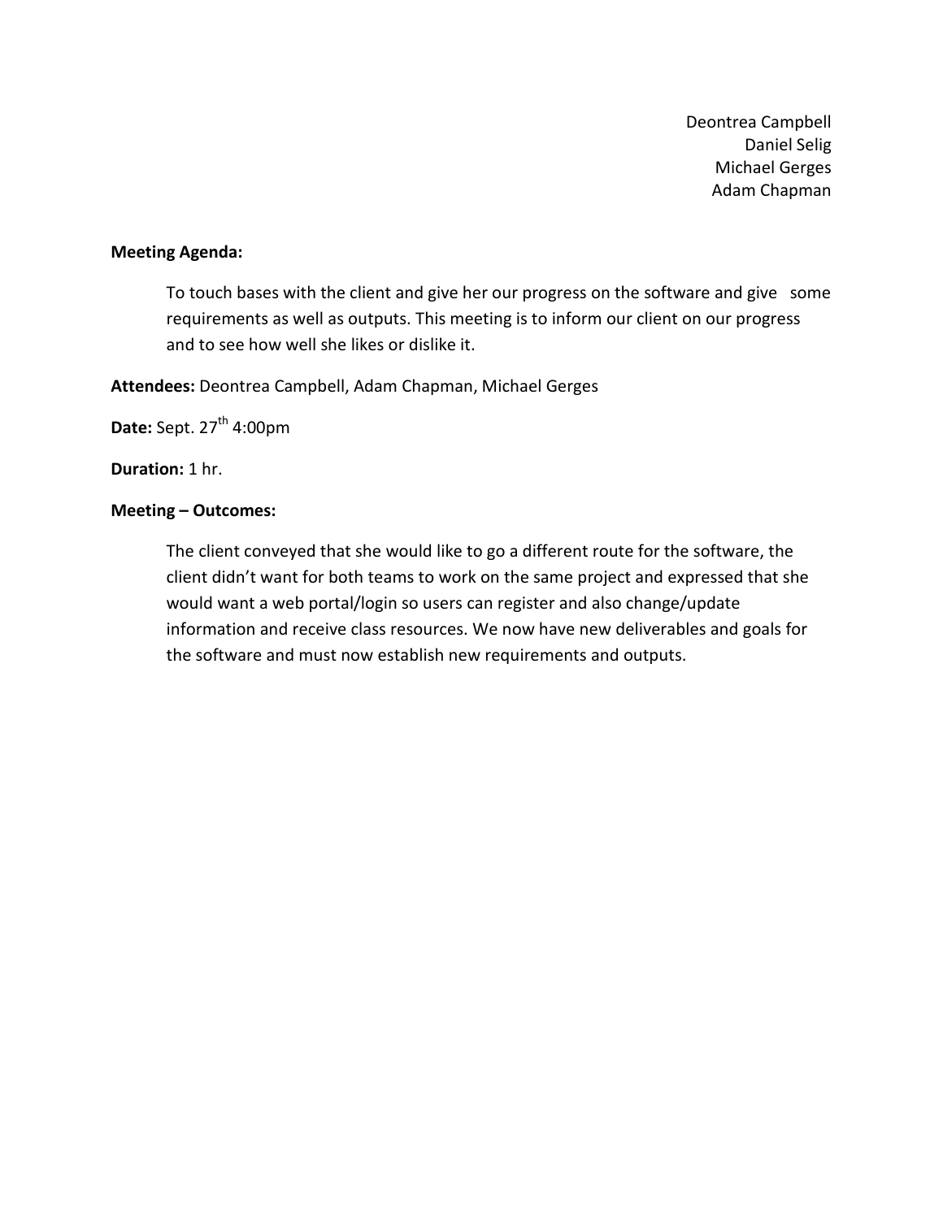Deontrea Campbell
Daniel Selig
Michael Gerges
Adam Chapman

**Meeting Agenda:**

To touch bases with the client and give her our progress on the software and give some requirements as well as outputs. This meeting is to inform our client on our progress and to see how well she likes or dislike it.

**Attendees:** Deontrea Campbell, Adam Chapman, Michael Gerges

**Date:** Sept. 27th 4:00pm

**Duration:** 1 hr.

**Meeting – Outcomes:**

The client conveyed that she would like to go a different route for the software, the client didn't want for both teams to work on the same project and expressed that she would want a web portal/login so users can register and also change/update information and receive class resources. We now have new deliverables and goals for the software and must now establish new requirements and outputs.